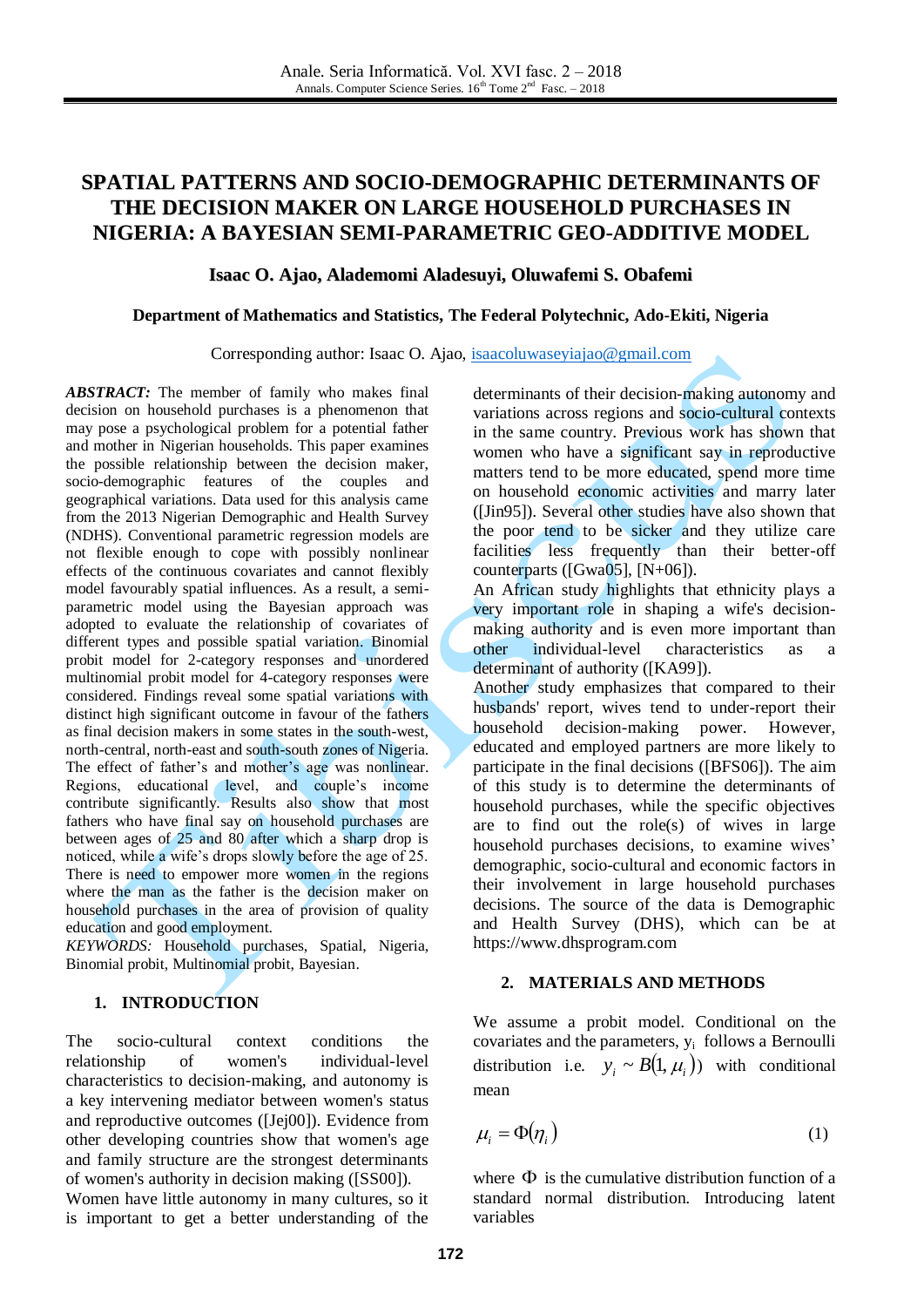# SPATIAL PATTERNS AND SOCIO-DEMOGRAPHIC DETERMINANTS OF THE DECISION MAKER ON LARGE HOUSEHOLD PURCHASES IN NIGERIA: A BAYESIAN SEMI-PARAMETRIC GEO-ADDITIVE MODEL

**Isaac O. Ajao, Alademomi Aladesuyi, Oluwafemi S. Obafemi**

**Department of Mathematics and Statistics, The Federal Polytechnic, Ado-Ekiti, Nigeria**

Corresponding author: Isaac O. Ajao, isaacoluwaseyiajao@gmail.com

***ABSTRACT:*** The member of family who makes final decision on household purchases is a phenomenon that may pose a psychological problem for a potential father and mother in Nigerian households. This paper examines the possible relationship between the decision maker, socio-demographic features of the couples and geographical variations. Data used for this analysis came from the 2013 Nigerian Demographic and Health Survey (NDHS). Conventional parametric regression models are not flexible enough to cope with possibly nonlinear effects of the continuous covariates and cannot flexibly model favourably spatial influences. As a result, a semi-parametric model using the Bayesian approach was adopted to evaluate the relationship of covariates of different types and possible spatial variation. Binomial probit model for 2-category responses and unordered multinomial probit model for 4-category responses were considered. Findings reveal some spatial variations with distinct high significant outcome in favour of the fathers as final decision makers in some states in the south-west, north-central, north-east and south-south zones of Nigeria. The effect of father's and mother's age was nonlinear. Regions, educational level, and couple's income contribute significantly. Results also show that most fathers who have final say on household purchases are between ages of 25 and 80 after which a sharp drop is noticed, while a wife's drops slowly before the age of 25. There is need to empower more women in the regions where the man as the father is the decision maker on household purchases in the area of provision of quality education and good employment.

*KEYWORDS:* Household purchases, Spatial, Nigeria, Binomial probit, Multinomial probit, Bayesian.

## 1. INTRODUCTION

The socio-cultural context conditions the relationship of women's individual-level characteristics to decision-making, and autonomy is a key intervening mediator between women's status and reproductive outcomes ([Jej00]). Evidence from other developing countries show that women's age and family structure are the strongest determinants of women's authority in decision making ([SS00]).

Women have little autonomy in many cultures, so it is important to get a better understanding of the determinants of their decision-making autonomy and variations across regions and socio-cultural contexts in the same country. Previous work has shown that women who have a significant say in reproductive matters tend to be more educated, spend more time on household economic activities and marry later ([Jin95]). Several other studies have also shown that the poor tend to be sicker and they utilize care facilities less frequently than their better-off counterparts ([Gwa05], [N+06]).

An African study highlights that ethnicity plays a very important role in shaping a wife's decision-making authority and is even more important than other individual-level characteristics as a determinant of authority ([KA99]).

Another study emphasizes that compared to their husbands' report, wives tend to under-report their household decision-making power. However, educated and employed partners are more likely to participate in the final decisions ([BFS06]). The aim of this study is to determine the determinants of household purchases, while the specific objectives are to find out the role(s) of wives in large household purchases decisions, to examine wives' demographic, socio-cultural and economic factors in their involvement in large household purchases decisions. The source of the data is Demographic and Health Survey (DHS), which can be at https://www.dhsprogram.com

## 2. MATERIALS AND METHODS

We assume a probit model. Conditional on the covariates and the parameters, $y_i$ follows a Bernoulli distribution i.e. $y_i \sim B(1, \mu_i)$ with conditional mean

$$\mu_i = \Phi(\eta_i) \qquad (1)$$

where $\Phi$ is the cumulative distribution function of a standard normal distribution. Introducing latent variables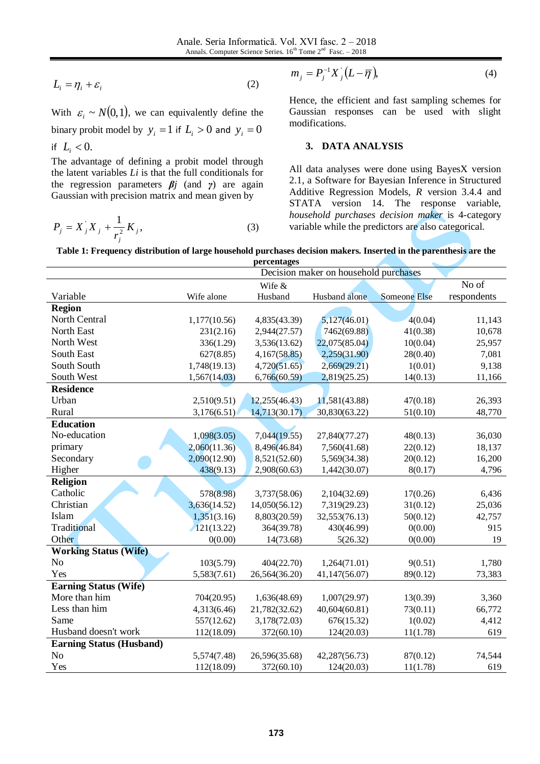$$L_i = \eta_i + \varepsilon_i \qquad (2)$$

With $\varepsilon_i \sim N(0,1)$, we can equivalently define the binary probit model by $y_i = 1$ if $L_i > 0$ and $y_i = 0$ if $L_i < 0$.

The advantage of defining a probit model through the latent variables *Li* is that the full conditionals for the regression parameters ***β****j* (and *γ*) are again Gaussian with precision matrix and mean given by

$$P_j = X_j^{'} X_j + \frac{1}{r_j^2} K_j, \qquad (3)$$

$$m_j = P_j^{-1} X_j^{'} \left(L - \overline{\eta}\right), \qquad (4)$$

Hence, the efficient and fast sampling schemes for Gaussian responses can be used with slight modifications.

## 3. DATA ANALYSIS

All data analyses were done using BayesX version 2.1, a Software for Bayesian Inference in Structured Additive Regression Models, *R* version 3.4.4 and STATA version 14. The response variable, *household purchases decision maker* is 4-category variable while the predictors are also categorical.

**Table 1: Frequency distribution of large household purchases decision makers. Inserted in the parenthesis are the percentages**

| | Decision maker on household purchases | | | | |
|---|---|---|---|---|---|
| Variable | Wife alone | Wife & Husband | Husband alone | Someone Else | No of respondents |
| **Region** | | | | | |
| North Central | 1,177(10.56) | 4,835(43.39) | 5,127(46.01) | 4(0.04) | 11,143 |
| North East | 231(2.16) | 2,944(27.57) | 7462(69.88) | 41(0.38) | 10,678 |
| North West | 336(1.29) | 3,536(13.62) | 22,075(85.04) | 10(0.04) | 25,957 |
| South East | 627(8.85) | 4,167(58.85) | 2,259(31.90) | 28(0.40) | 7,081 |
| South South | 1,748(19.13) | 4,720(51.65) | 2,669(29.21) | 1(0.01) | 9,138 |
| South West | 1,567(14.03) | 6,766(60.59) | 2,819(25.25) | 14(0.13) | 11,166 |
| **Residence** | | | | | |
| Urban | 2,510(9.51) | 12,255(46.43) | 11,581(43.88) | 47(0.18) | 26,393 |
| Rural | 3,176(6.51) | 14,713(30.17) | 30,830(63.22) | 51(0.10) | 48,770 |
| **Education** | | | | | |
| No-education | 1,098(3.05) | 7,044(19.55) | 27,840(77.27) | 48(0.13) | 36,030 |
| primary | 2,060(11.36) | 8,496(46.84) | 7,560(41.68) | 22(0.12) | 18,137 |
| Secondary | 2,090(12.90) | 8,521(52.60) | 5,569(34.38) | 20(0.12) | 16,200 |
| Higher | 438(9.13) | 2,908(60.63) | 1,442(30.07) | 8(0.17) | 4,796 |
| **Religion** | | | | | |
| Catholic | 578(8.98) | 3,737(58.06) | 2,104(32.69) | 17(0.26) | 6,436 |
| Christian | 3,636(14.52) | 14,050(56.12) | 7,319(29.23) | 31(0.12) | 25,036 |
| Islam | 1,351(3.16) | 8,803(20.59) | 32,553(76.13) | 50(0.12) | 42,757 |
| Traditional | 121(13.22) | 364(39.78) | 430(46.99) | 0(0.00) | 915 |
| Other | 0(0.00) | 14(73.68) | 5(26.32) | 0(0.00) | 19 |
| **Working Status (Wife)** | | | | | |
| No | 103(5.79) | 404(22.70) | 1,264(71.01) | 9(0.51) | 1,780 |
| Yes | 5,583(7.61) | 26,564(36.20) | 41,147(56.07) | 89(0.12) | 73,383 |
| **Earning Status (Wife)** | | | | | |
| More than him | 704(20.95) | 1,636(48.69) | 1,007(29.97) | 13(0.39) | 3,360 |
| Less than him | 4,313(6.46) | 21,782(32.62) | 40,604(60.81) | 73(0.11) | 66,772 |
| Same | 557(12.62) | 3,178(72.03) | 676(15.32) | 1(0.02) | 4,412 |
| Husband doesn't work | 112(18.09) | 372(60.10) | 124(20.03) | 11(1.78) | 619 |
| **Earning Status (Husband)** | | | | | |
| No | 5,574(7.48) | 26,596(35.68) | 42,287(56.73) | 87(0.12) | 74,544 |
| Yes | 112(18.09) | 372(60.10) | 124(20.03) | 11(1.78) | 619 |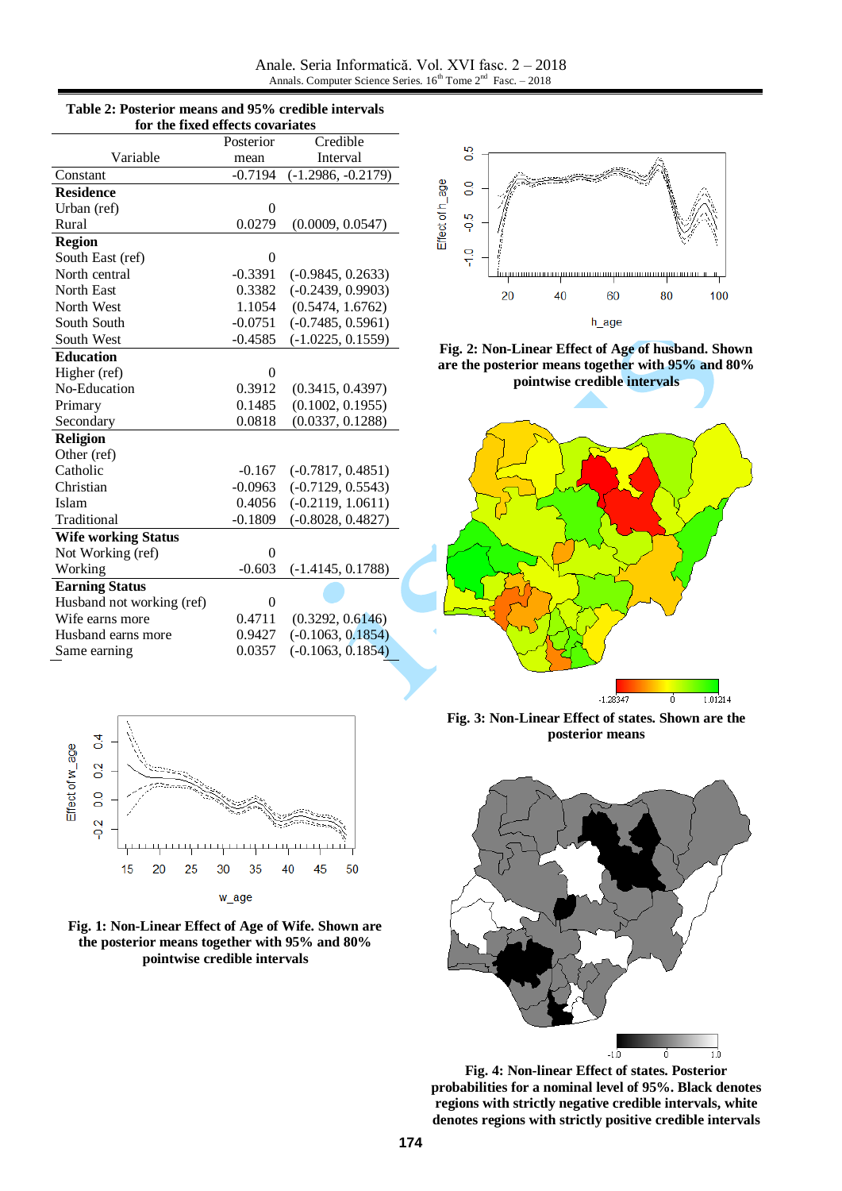**Table 2: Posterior means and 95% credible intervals for the fixed effects covariates**

| Variable | Posterior mean | Credible Interval |
|---|---|---|
| Constant | -0.7194 | (-1.2986, -0.2179) |
| **Residence** | | |
| Urban (ref) | 0 | |
| Rural | 0.0279 | (0.0009, 0.0547) |
| **Region** | | |
| South East (ref) | 0 | |
| North central | -0.3391 | (-0.9845, 0.2633) |
| North East | 0.3382 | (-0.2439, 0.9903) |
| North West | 1.1054 | (0.5474, 1.6762) |
| South South | -0.0751 | (-0.7485, 0.5961) |
| South West | -0.4585 | (-1.0225, 0.1559) |
| **Education** | | |
| Higher (ref) | 0 | |
| No-Education | 0.3912 | (0.3415, 0.4397) |
| Primary | 0.1485 | (0.1002, 0.1955) |
| Secondary | 0.0818 | (0.0337, 0.1288) |
| **Religion** | | |
| Other (ref) | | |
| Catholic | -0.167 | (-0.7817, 0.4851) |
| Christian | -0.0963 | (-0.7129, 0.5543) |
| Islam | 0.4056 | (-0.2119, 1.0611) |
| Traditional | -0.1809 | (-0.8028, 0.4827) |
| **Wife working Status** | | |
| Not Working (ref) | 0 | |
| Working | -0.603 | (-1.4145, 0.1788) |
| **Earning Status** | | |
| Husband not working (ref) | 0 | |
| Wife earns more | 0.4711 | (0.3292, 0.6146) |
| Husband earns more | 0.9427 | (-0.1063, 0.1854) |
| Same earning | 0.0357 | (-0.1063, 0.1854) |

**Fig. 1: Non-Linear Effect of Age of Wife. Shown are the posterior means together with 95% and 80% pointwise credible intervals**

**Fig. 2: Non-Linear Effect of Age of husband. Shown are the posterior means together with 95% and 80% pointwise credible intervals**

**Fig. 3: Non-Linear Effect of states. Shown are the posterior means**

**Fig. 4: Non-linear Effect of states. Posterior probabilities for a nominal level of 95%. Black denotes regions with strictly negative credible intervals, white denotes regions with strictly positive credible intervals**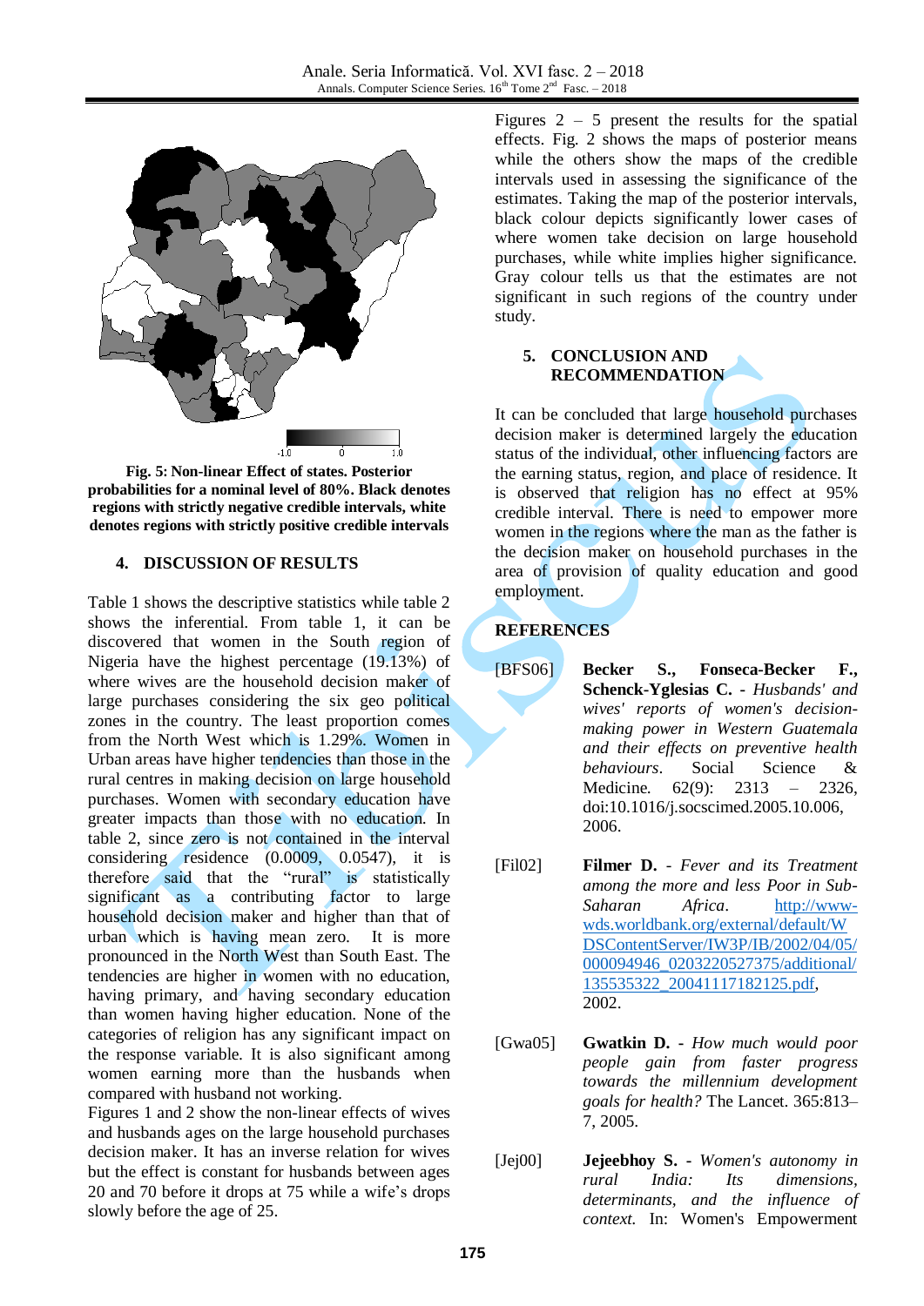Fig. 5: Non-linear Effect of states. Posterior probabilities for a nominal level of 80%. Black denotes regions with strictly negative credible intervals, white denotes regions with strictly positive credible intervals

## 4. DISCUSSION OF RESULTS

Table 1 shows the descriptive statistics while table 2 shows the inferential. From table 1, it can be discovered that women in the South region of Nigeria have the highest percentage (19.13%) of where wives are the household decision maker of large purchases considering the six geo political zones in the country. The least proportion comes from the North West which is 1.29%. Women in Urban areas have higher tendencies than those in the rural centres in making decision on large household purchases. Women with secondary education have greater impacts than those with no education. In table 2, since zero is not contained in the interval considering residence (0.0009, 0.0547), it is therefore said that the "rural" is statistically significant as a contributing factor to large household decision maker and higher than that of urban which is having mean zero. It is more pronounced in the North West than South East. The tendencies are higher in women with no education, having primary, and having secondary education than women having higher education. None of the categories of religion has any significant impact on the response variable. It is also significant among women earning more than the husbands when compared with husband not working.

Figures 1 and 2 show the non-linear effects of wives and husbands ages on the large household purchases decision maker. It has an inverse relation for wives but the effect is constant for husbands between ages 20 and 70 before it drops at 75 while a wife's drops slowly before the age of 25.

Figures 2 – 5 present the results for the spatial effects. Fig. 2 shows the maps of posterior means while the others show the maps of the credible intervals used in assessing the significance of the estimates. Taking the map of the posterior intervals, black colour depicts significantly lower cases of where women take decision on large household purchases, while white implies higher significance. Gray colour tells us that the estimates are not significant in such regions of the country under study.

## 5. CONCLUSION AND RECOMMENDATION

It can be concluded that large household purchases decision maker is determined largely the education status of the individual, other influencing factors are the earning status, region, and place of residence. It is observed that religion has no effect at 95% credible interval. There is need to empower more women in the regions where the man as the father is the decision maker on household purchases in the area of provision of quality education and good employment.

## REFERENCES

[BFS06] **Becker S., Fonseca-Becker F., Schenck-Yglesias C.** - *Husbands' and wives' reports of women's decision-making power in Western Guatemala and their effects on preventive health behaviours*. Social Science & Medicine. 62(9): 2313 – 2326, doi:10.1016/j.socscimed.2005.10.006, 2006.

[Fil02] **Filmer D.** - *Fever and its Treatment among the more and less Poor in Sub-Saharan Africa*. http://www-wds.worldbank.org/external/default/WDSContentServer/IW3P/IB/2002/04/05/000094946_0203220527375/additional/135535322_20041117182125.pdf, 2002.

[Gwa05] **Gwatkin D.** - *How much would poor people gain from faster progress towards the millennium development goals for health?* The Lancet. 365:813–7, 2005.

[Jej00] **Jejeebhoy S.** - *Women's autonomy in rural India: Its dimensions, determinants, and the influence of context.* In: Women's Empowerment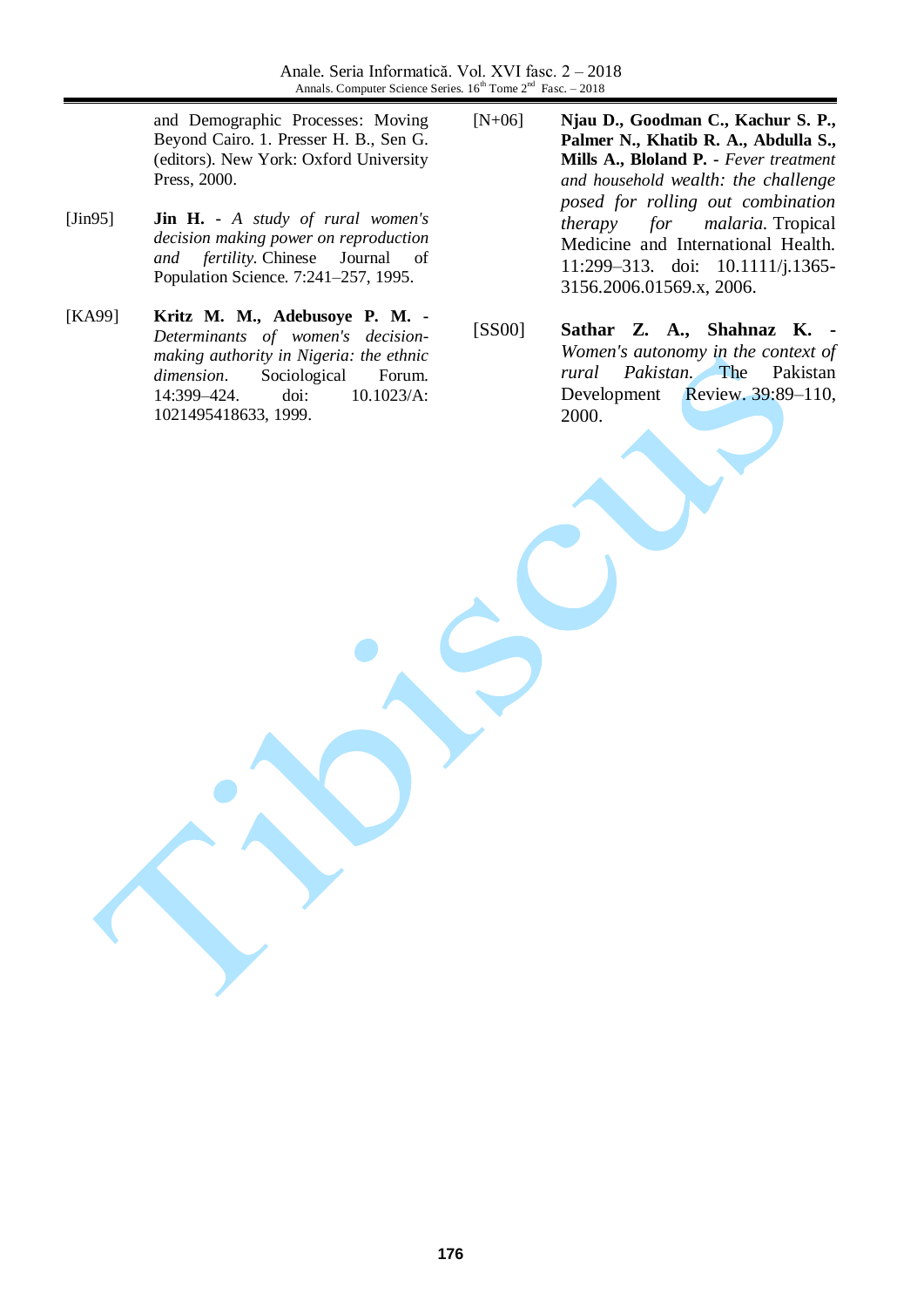and Demographic Processes: Moving Beyond Cairo. 1. Presser H. B., Sen G. (editors). New York: Oxford University Press, 2000.

[Jin95] **Jin H.** - *A study of rural women's decision making power on reproduction and fertility.* Chinese Journal of Population Science. 7:241–257, 1995.

[KA99] **Kritz M. M., Adebusoye P. M.** - *Determinants of women's decision-making authority in Nigeria: the ethnic dimension*. Sociological Forum. 14:399–424. doi: 10.1023/A: 1021495418633, 1999.

[N+06] **Njau D., Goodman C., Kachur S. P., Palmer N., Khatib R. A., Abdulla S., Mills A., Bloland P.** - *Fever treatment and household wealth: the challenge posed for rolling out combination therapy for malaria.* Tropical Medicine and International Health. 11:299–313. doi: 10.1111/j.1365-3156.2006.01569.x, 2006.

[SS00] **Sathar Z. A., Shahnaz K.** - *Women's autonomy in the context of rural Pakistan.* The Pakistan Development Review. 39:89–110, 2000.